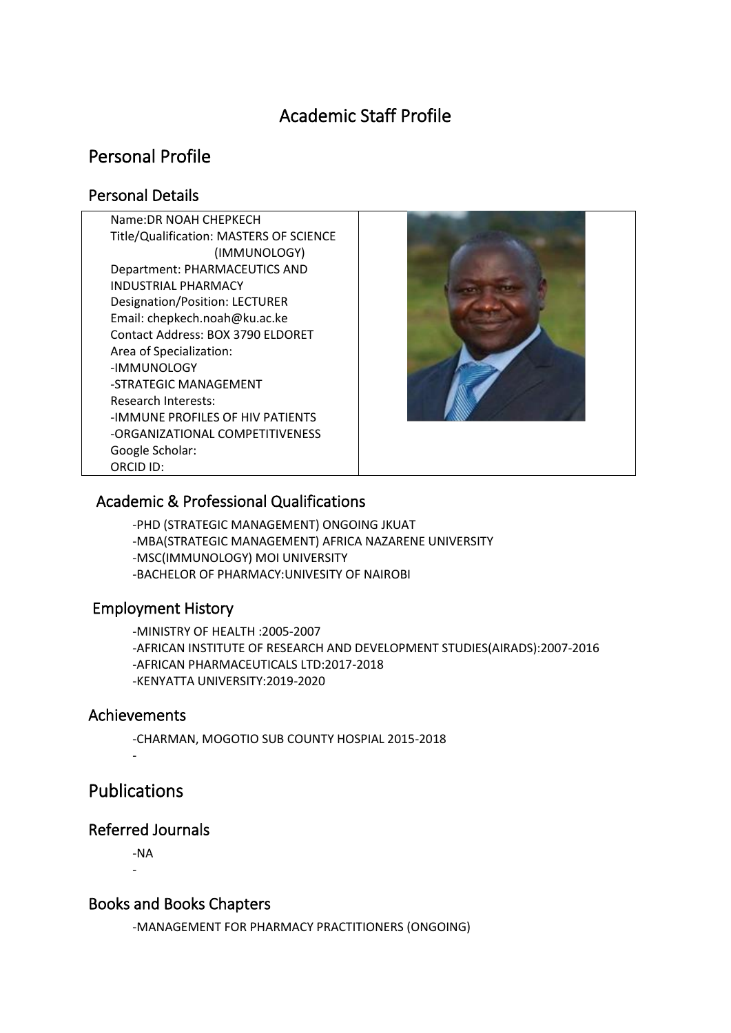# Academic Staff Profile

## Personal Profile

### Personal Details

Name:DR NOAH CHEPKECH
Title/Qualification: MASTERS OF SCIENCE (IMMUNOLOGY)
Department: PHARMACEUTICS AND INDUSTRIAL PHARMACY
Designation/Position: LECTURER
Email: chepkech.noah@ku.ac.ke
Contact Address: BOX 3790 ELDORET
Area of Specialization:
-IMMUNOLOGY
-STRATEGIC MANAGEMENT
Research Interests:
-IMMUNE PROFILES OF HIV PATIENTS
-ORGANIZATIONAL COMPETITIVENESS
Google Scholar:
ORCID ID:

### Academic & Professional Qualifications

-PHD (STRATEGIC MANAGEMENT) ONGOING JKUAT
-MBA(STRATEGIC MANAGEMENT) AFRICA NAZARENE UNIVERSITY
-MSC(IMMUNOLOGY) MOI UNIVERSITY
-BACHELOR OF PHARMACY:UNIVESITY OF NAIROBI

### Employment History

-MINISTRY OF HEALTH :2005-2007
-AFRICAN INSTITUTE OF RESEARCH AND DEVELOPMENT STUDIES(AIRADS):2007-2016
-AFRICAN PHARMACEUTICALS LTD:2017-2018
-KENYATTA UNIVERSITY:2019-2020

### Achievements

-CHARMAN, MOGOTIO SUB COUNTY HOSPIAL 2015-2018
-

## Publications

### Referred Journals

-NA
-

### Books and Books Chapters

-MANAGEMENT FOR PHARMACY PRACTITIONERS (ONGOING)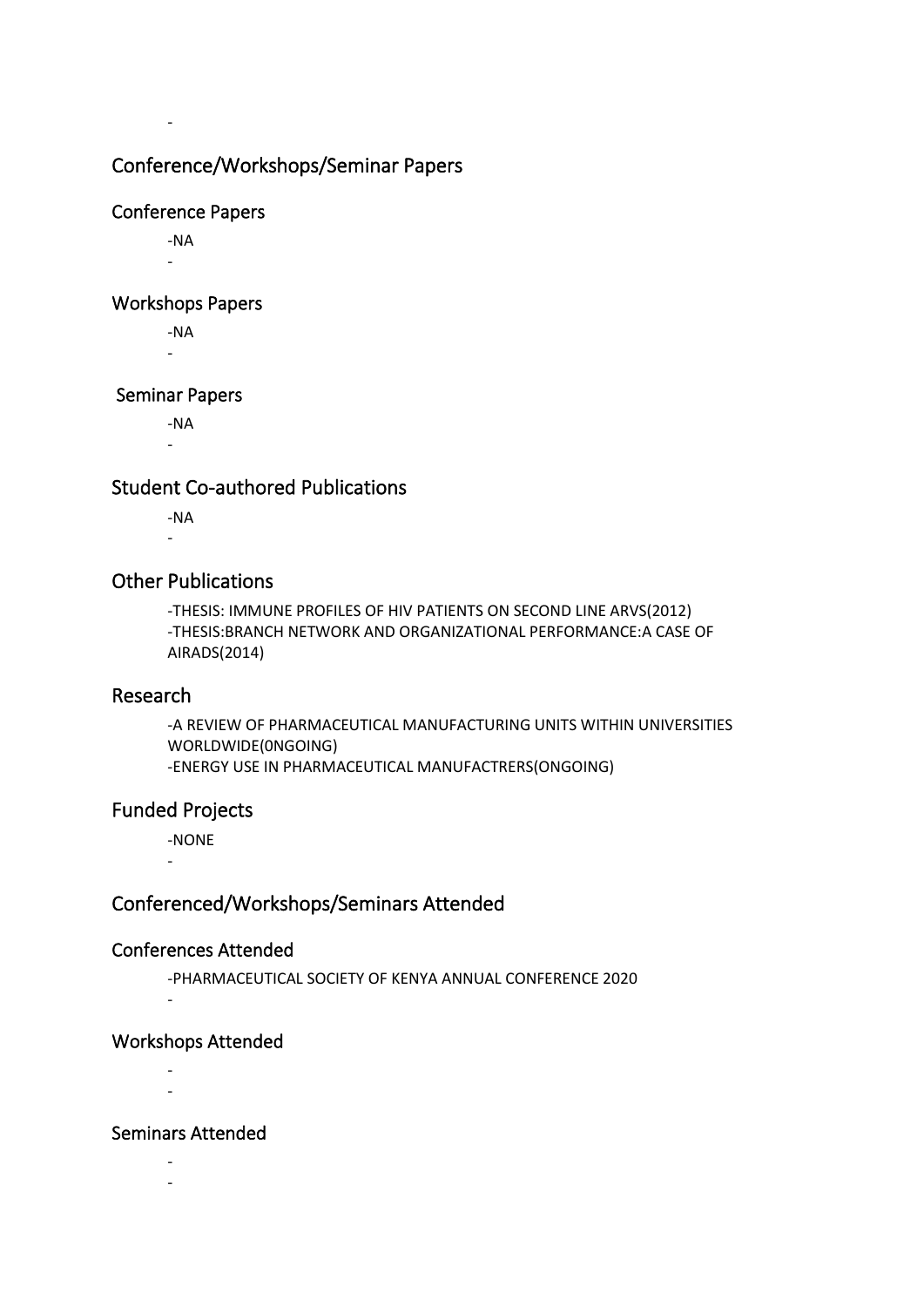-

## Conference/Workshops/Seminar Papers

### Conference Papers

-NA
-

### Workshops Papers

-NA
-

### Seminar Papers

-NA
-

## Student Co-authored Publications

-NA
-

## Other Publications

-THESIS: IMMUNE PROFILES OF HIV PATIENTS ON SECOND LINE ARVS(2012)
-THESIS:BRANCH NETWORK AND ORGANIZATIONAL PERFORMANCE:A CASE OF AIRADS(2014)

## Research

-A REVIEW OF PHARMACEUTICAL MANUFACTURING UNITS WITHIN UNIVERSITIES WORLDWIDE(0NGOING)
-ENERGY USE IN PHARMACEUTICAL MANUFACTRERS(ONGOING)

## Funded Projects

-NONE
-

## Conferenced/Workshops/Seminars Attended

### Conferences Attended

-PHARMACEUTICAL SOCIETY OF KENYA ANNUAL CONFERENCE 2020
-

### Workshops Attended

-
-

### Seminars Attended

-
-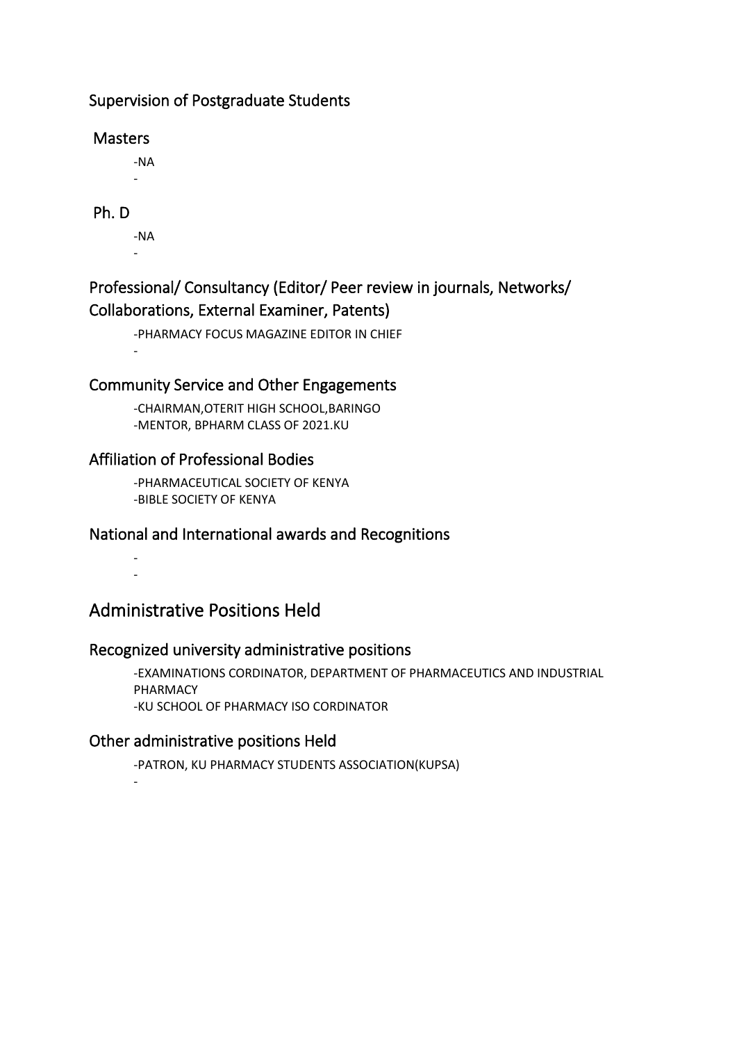## Supervision of Postgraduate Students

### Masters

-NA
-

### Ph. D

-NA
-

## Professional/ Consultancy (Editor/ Peer review in journals, Networks/ Collaborations, External Examiner, Patents)

-PHARMACY FOCUS MAGAZINE EDITOR IN CHIEF
-

## Community Service and Other Engagements

-CHAIRMAN,OTERIT HIGH SCHOOL,BARINGO
-MENTOR, BPHARM CLASS OF 2021.KU

## Affiliation of Professional Bodies

-PHARMACEUTICAL SOCIETY OF KENYA
-BIBLE SOCIETY OF KENYA

## National and International awards and Recognitions

-
-

# Administrative Positions Held

## Recognized university administrative positions

-EXAMINATIONS CORDINATOR, DEPARTMENT OF PHARMACEUTICS AND INDUSTRIAL PHARMACY
-KU SCHOOL OF PHARMACY ISO CORDINATOR

## Other administrative positions Held

-PATRON, KU PHARMACY STUDENTS ASSOCIATION(KUPSA)
-